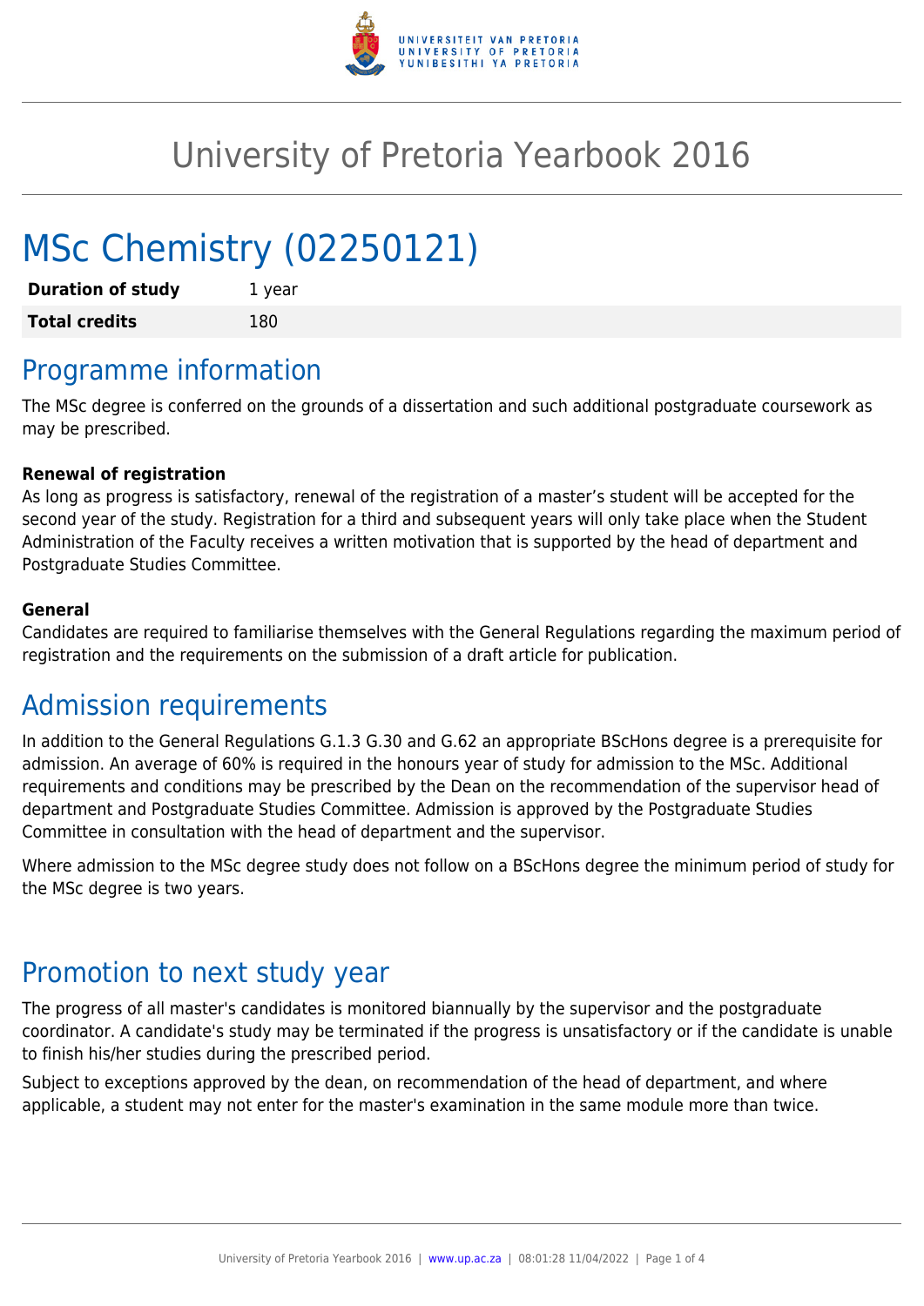# University of Pretoria Yearbook 2016

# MSc Chemistry (02250121)

| **Duration of study** | 1 year |
|---|---|
| **Total credits** | 180 |

## Programme information

The MSc degree is conferred on the grounds of a dissertation and such additional postgraduate coursework as may be prescribed.

**Renewal of registration**

As long as progress is satisfactory, renewal of the registration of a master's student will be accepted for the second year of the study. Registration for a third and subsequent years will only take place when the Student Administration of the Faculty receives a written motivation that is supported by the head of department and Postgraduate Studies Committee.

**General**

Candidates are required to familiarise themselves with the General Regulations regarding the maximum period of registration and the requirements on the submission of a draft article for publication.

## Admission requirements

In addition to the General Regulations G.1.3 G.30 and G.62 an appropriate BScHons degree is a prerequisite for admission. An average of 60% is required in the honours year of study for admission to the MSc. Additional requirements and conditions may be prescribed by the Dean on the recommendation of the supervisor head of department and Postgraduate Studies Committee. Admission is approved by the Postgraduate Studies Committee in consultation with the head of department and the supervisor.

Where admission to the MSc degree study does not follow on a BScHons degree the minimum period of study for the MSc degree is two years.

## Promotion to next study year

The progress of all master's candidates is monitored biannually by the supervisor and the postgraduate coordinator. A candidate's study may be terminated if the progress is unsatisfactory or if the candidate is unable to finish his/her studies during the prescribed period.

Subject to exceptions approved by the dean, on recommendation of the head of department, and where applicable, a student may not enter for the master's examination in the same module more than twice.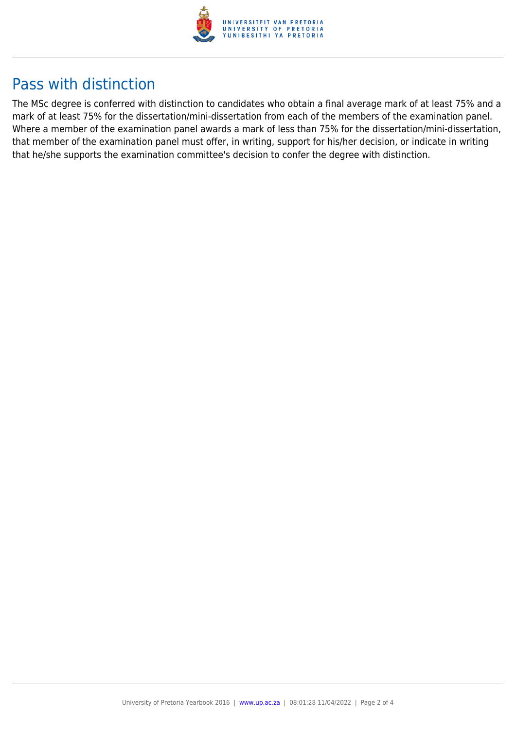## Pass with distinction

The MSc degree is conferred with distinction to candidates who obtain a final average mark of at least 75% and a mark of at least 75% for the dissertation/mini-dissertation from each of the members of the examination panel. Where a member of the examination panel awards a mark of less than 75% for the dissertation/mini-dissertation, that member of the examination panel must offer, in writing, support for his/her decision, or indicate in writing that he/she supports the examination committee's decision to confer the degree with distinction.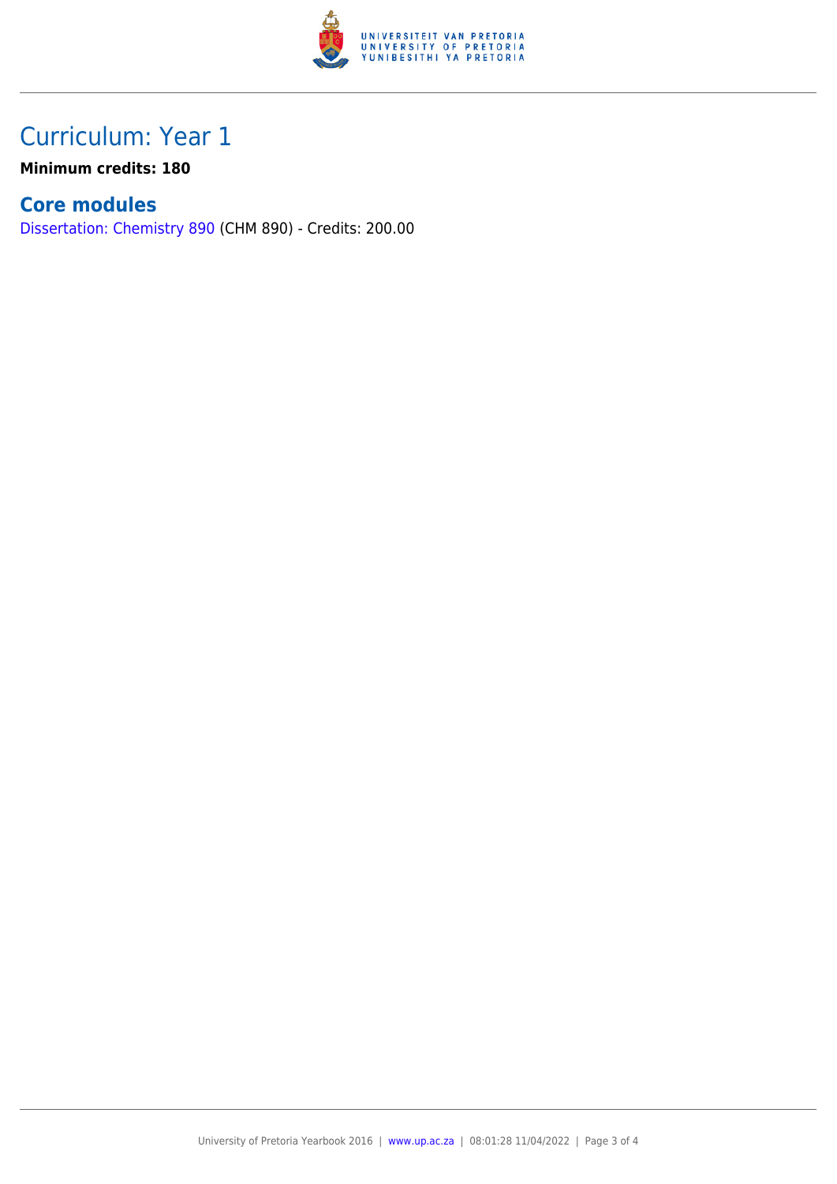# Curriculum: Year 1

**Minimum credits: 180**

## Core modules

Dissertation: Chemistry 890 (CHM 890) - Credits: 200.00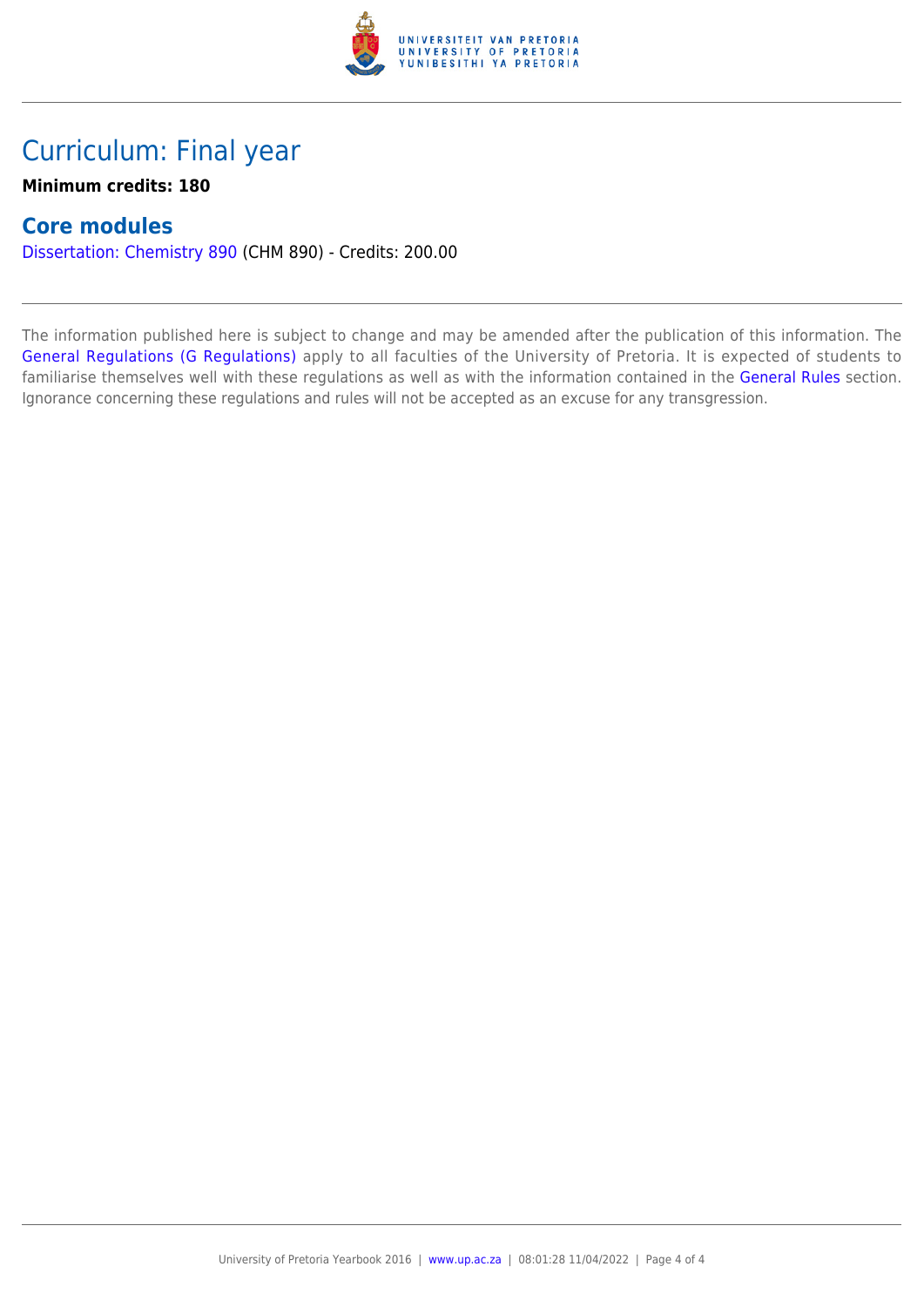## Curriculum: Final year

**Minimum credits: 180**

### Core modules

Dissertation: Chemistry 890 (CHM 890) - Credits: 200.00

The information published here is subject to change and may be amended after the publication of this information. The General Regulations (G Regulations) apply to all faculties of the University of Pretoria. It is expected of students to familiarise themselves well with these regulations as well as with the information contained in the General Rules section. Ignorance concerning these regulations and rules will not be accepted as an excuse for any transgression.